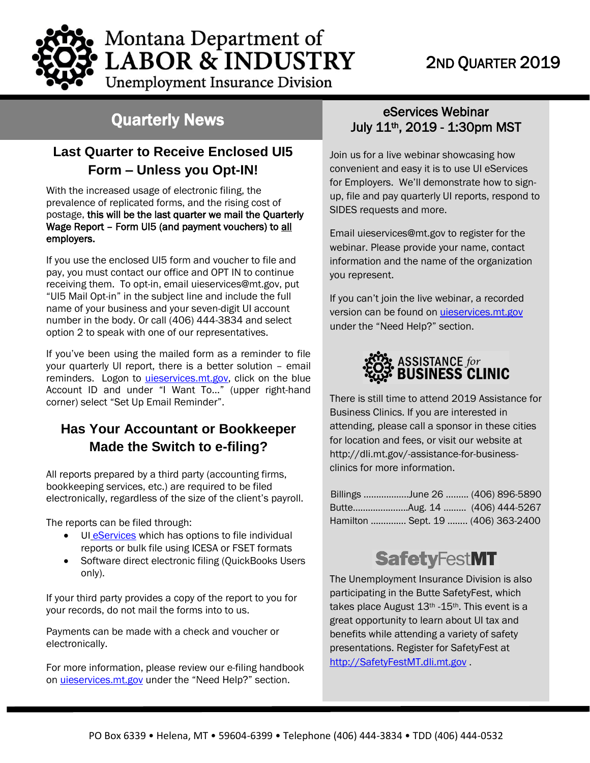# Montana Department of LABOR & INDUSTRY

Unemployment Insurance Division

2ND QUARTER 2019

## Quarterly News

### Last Quarter to Receive Enclosed UI5 Form – Unless you Opt-IN!

With the increased usage of electronic filing, the prevalence of replicated forms, and the rising cost of postage, **this will be the last quarter we mail the Quarterly Wage Report – Form UI5 (and payment vouchers) to all employers.**

If you use the enclosed UI5 form and voucher to file and pay, you must contact our office and OPT IN to continue receiving them. To opt-in, email uieservices@mt.gov, put "UI5 Mail Opt-in" in the subject line and include the full name of your business and your seven-digit UI account number in the body. Or call (406) 444-3834 and select option 2 to speak with one of our representatives.

If you've been using the mailed form as a reminder to file your quarterly UI report, there is a better solution – email reminders. Logon to uieservices.mt.gov, click on the blue Account ID and under "I Want To…" (upper right-hand corner) select "Set Up Email Reminder".

### Has Your Accountant or Bookkeeper Made the Switch to e-filing?

All reports prepared by a third party (accounting firms, bookkeeping services, etc.) are required to be filed electronically, regardless of the size of the client's payroll.

The reports can be filed through:

- UI eServices which has options to file individual reports or bulk file using ICESA or FSET formats
- Software direct electronic filing (QuickBooks Users only).

If your third party provides a copy of the report to you for your records, do not mail the forms into to us.

Payments can be made with a check and voucher or electronically.

For more information, please review our e-filing handbook on uieservices.mt.gov under the "Need Help?" section.

### eServices Webinar July 11th, 2019 - 1:30pm MST

Join us for a live webinar showcasing how convenient and easy it is to use UI eServices for Employers. We'll demonstrate how to sign-up, file and pay quarterly UI reports, respond to SIDES requests and more.

Email uieservices@mt.gov to register for the webinar. Please provide your name, contact information and the name of the organization you represent.

If you can't join the live webinar, a recorded version can be found on uieservices.mt.gov under the "Need Help?" section.

### ASSISTANCE *for* BUSINESS CLINIC

There is still time to attend 2019 Assistance for Business Clinics. If you are interested in attending, please call a sponsor in these cities for location and fees, or visit our website at http://dli.mt.gov/-assistance-for-business-clinics for more information.

Billings ………………June 26 ……… (406) 896-5890
Butte…………………Aug. 14 ……… (406) 444-5267
Hamilton …………. Sept. 19 …….. (406) 363-2400

### SafetyFestMT

The Unemployment Insurance Division is also participating in the Butte SafetyFest, which takes place August 13th -15th. This event is a great opportunity to learn about UI tax and benefits while attending a variety of safety presentations. Register for SafetyFest at http://SafetyFestMT.dli.mt.gov .

PO Box 6339 • Helena, MT • 59604-6399 • Telephone (406) 444-3834 • TDD (406) 444-0532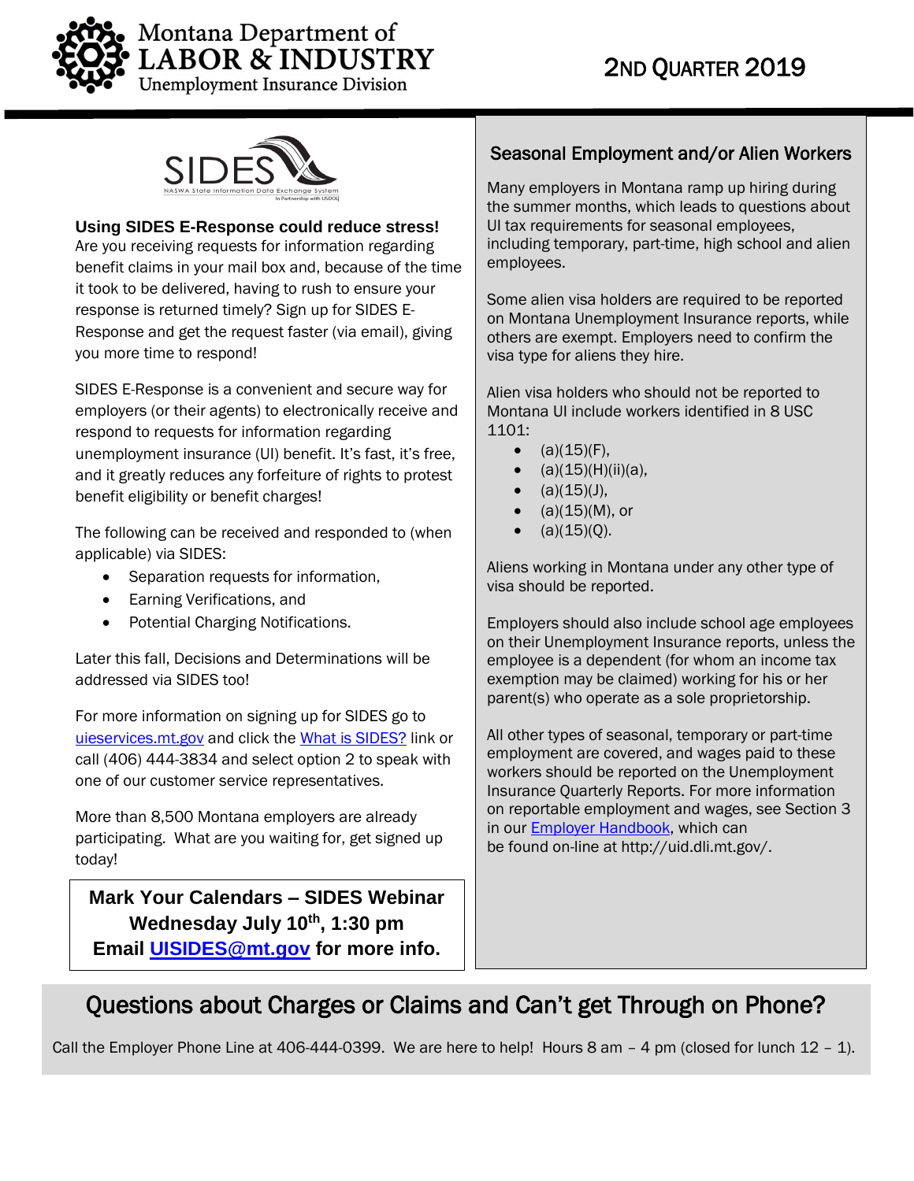# Montana Department of LABOR & INDUSTRY
Unemployment Insurance Division

2ND QUARTER 2019

SIDES
NASWA State Information Data Exchange System
In Partnership with USDOL

**Using SIDES E-Response could reduce stress!**
Are you receiving requests for information regarding benefit claims in your mail box and, because of the time it took to be delivered, having to rush to ensure your response is returned timely? Sign up for SIDES E-Response and get the request faster (via email), giving you more time to respond!

SIDES E-Response is a convenient and secure way for employers (or their agents) to electronically receive and respond to requests for information regarding unemployment insurance (UI) benefit. It's fast, it's free, and it greatly reduces any forfeiture of rights to protest benefit eligibility or benefit charges!

The following can be received and responded to (when applicable) via SIDES:

- Separation requests for information,
- Earning Verifications, and
- Potential Charging Notifications.

Later this fall, Decisions and Determinations will be addressed via SIDES too!

For more information on signing up for SIDES go to [ueservices.mt.gov](ueservices.mt.gov) and click the [What is SIDES?] link or call (406) 444-3834 and select option 2 to speak with one of our customer service representatives.

More than 8,500 Montana employers are already participating. What are you waiting for, get signed up today!

**Mark Your Calendars – SIDES Webinar**
**Wednesday July 10th, 1:30 pm**
**Email UISIDES@mt.gov for more info.**

## Seasonal Employment and/or Alien Workers

Many employers in Montana ramp up hiring during the summer months, which leads to questions about UI tax requirements for seasonal employees, including temporary, part-time, high school and alien employees.

Some alien visa holders are required to be reported on Montana Unemployment Insurance reports, while others are exempt. Employers need to confirm the visa type for aliens they hire.

Alien visa holders who should not be reported to Montana UI include workers identified in 8 USC 1101:

- (a)(15)(F),
- (a)(15)(H)(ii)(a),
- (a)(15)(J),
- (a)(15)(M), or
- (a)(15)(Q).

Aliens working in Montana under any other type of visa should be reported.

Employers should also include school age employees on their Unemployment Insurance reports, unless the employee is a dependent (for whom an income tax exemption may be claimed) working for his or her parent(s) who operate as a sole proprietorship.

All other types of seasonal, temporary or part-time employment are covered, and wages paid to these workers should be reported on the Unemployment Insurance Quarterly Reports. For more information on reportable employment and wages, see Section 3 in our Employer Handbook, which can be found on-line at http://uid.dli.mt.gov/.

## Questions about Charges or Claims and Can't get Through on Phone?

Call the Employer Phone Line at 406-444-0399. We are here to help! Hours 8 am – 4 pm (closed for lunch 12 – 1).